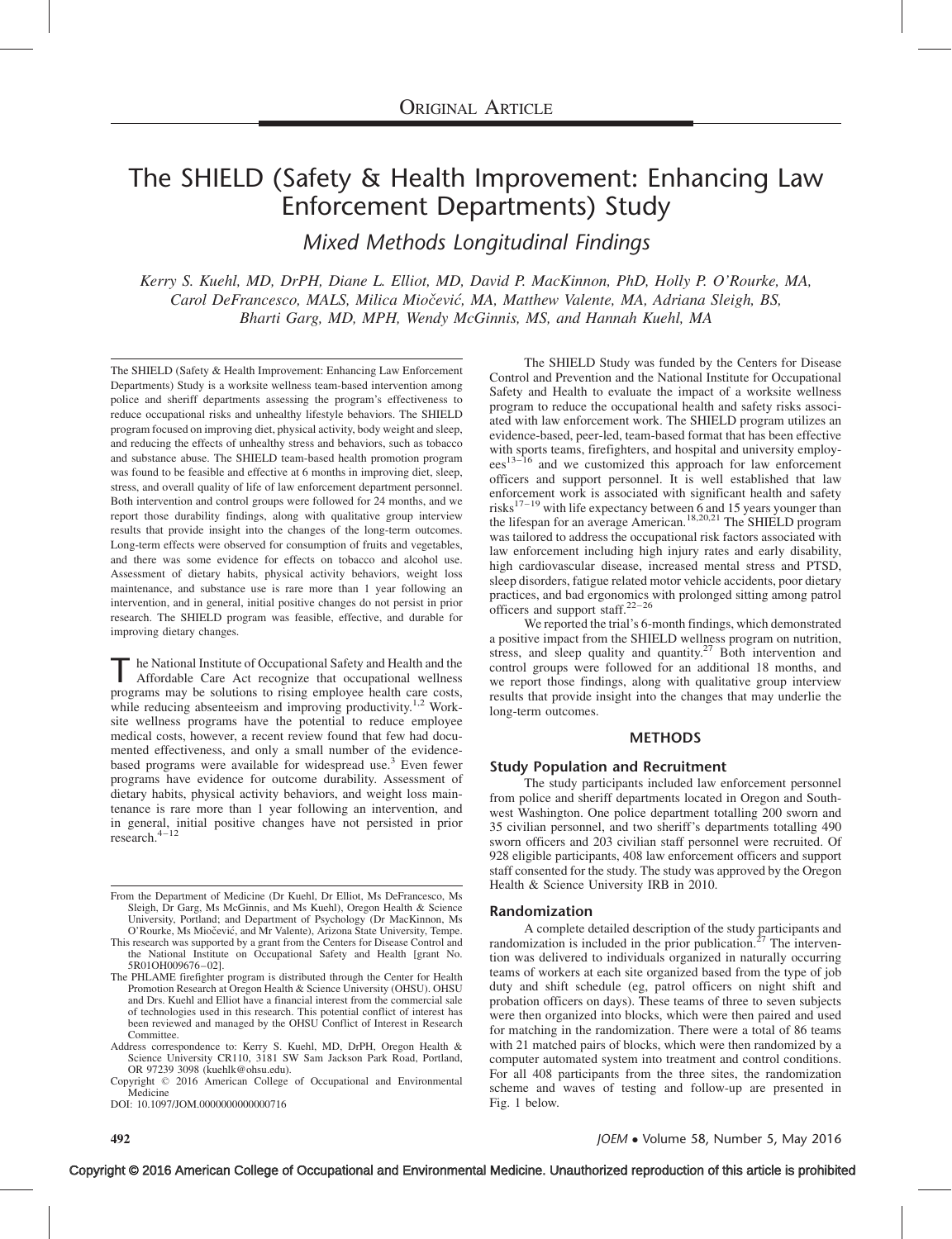ORIGINAL ARTICLE

# The SHIELD (Safety & Health Improvement: Enhancing Law Enforcement Departments) Study

## *Mixed Methods Longitudinal Findings*

*Kerry S. Kuehl, MD, DrPH, Diane L. Elliot, MD, David P. MacKinnon, PhD, Holly P. O'Rourke, MA, Carol DeFrancesco, MALS, Milica Miočević, MA, Matthew Valente, MA, Adriana Sleigh, BS, Bharti Garg, MD, MPH, Wendy McGinnis, MS, and Hannah Kuehl, MA*

The SHIELD (Safety & Health Improvement: Enhancing Law Enforcement Departments) Study is a worksite wellness team-based intervention among police and sheriff departments assessing the program's effectiveness to reduce occupational risks and unhealthy lifestyle behaviors. The SHIELD program focused on improving diet, physical activity, body weight and sleep, and reducing the effects of unhealthy stress and behaviors, such as tobacco and substance abuse. The SHIELD team-based health promotion program was found to be feasible and effective at 6 months in improving diet, sleep, stress, and overall quality of life of law enforcement department personnel. Both intervention and control groups were followed for 24 months, and we report those durability findings, along with qualitative group interview results that provide insight into the changes of the long-term outcomes. Long-term effects were observed for consumption of fruits and vegetables, and there was some evidence for effects on tobacco and alcohol use. Assessment of dietary habits, physical activity behaviors, weight loss maintenance, and substance use is rare more than 1 year following an intervention, and in general, initial positive changes do not persist in prior research. The SHIELD program was feasible, effective, and durable for improving dietary changes.

The National Institute of Occupational Safety and Health and the Affordable Care Act recognize that occupational wellness programs may be solutions to rising employee health care costs, while reducing absenteeism and improving productivity.[1,2] Worksite wellness programs have the potential to reduce employee medical costs, however, a recent review found that few had documented effectiveness, and only a small number of the evidence-based programs were available for widespread use.[3] Even fewer programs have evidence for outcome durability. Assessment of dietary habits, physical activity behaviors, and weight loss maintenance is rare more than 1 year following an intervention, and in general, initial positive changes have not persisted in prior research.[4–12]

From the Department of Medicine (Dr Kuehl, Dr Elliot, Ms DeFrancesco, Ms Sleigh, Dr Garg, Ms McGinnis, and Ms Kuehl), Oregon Health & Science University, Portland; and Department of Psychology (Dr MacKinnon, Ms O'Rourke, Ms Miočević, and Mr Valente), Arizona State University, Tempe.

This research was supported by a grant from the Centers for Disease Control and the National Institute on Occupational Safety and Health [grant No. 5R01OH009676–02].

The PHLAME firefighter program is distributed through the Center for Health Promotion Research at Oregon Health & Science University (OHSU). OHSU and Drs. Kuehl and Elliot have a financial interest from the commercial sale of technologies used in this research. This potential conflict of interest has been reviewed and managed by the OHSU Conflict of Interest in Research Committee.

Address correspondence to: Kerry S. Kuehl, MD, DrPH, Oregon Health & Science University CR110, 3181 SW Sam Jackson Park Road, Portland, OR 97239 3098 (kuehlk@ohsu.edu).

Copyright © 2016 American College of Occupational and Environmental Medicine

DOI: 10.1097/JOM.0000000000000716

The SHIELD Study was funded by the Centers for Disease Control and Prevention and the National Institute for Occupational Safety and Health to evaluate the impact of a worksite wellness program to reduce the occupational health and safety risks associated with law enforcement work. The SHIELD program utilizes an evidence-based, peer-led, team-based format that has been effective with sports teams, firefighters, and hospital and university employees[13–16] and we customized this approach for law enforcement officers and support personnel. It is well established that law enforcement work is associated with significant health and safety risks[17–19] with life expectancy between 6 and 15 years younger than the lifespan for an average American.[18,20,21] The SHIELD program was tailored to address the occupational risk factors associated with law enforcement including high injury rates and early disability, high cardiovascular disease, increased mental stress and PTSD, sleep disorders, fatigue related motor vehicle accidents, poor dietary practices, and bad ergonomics with prolonged sitting among patrol officers and support staff.[22–26]

We reported the trial's 6-month findings, which demonstrated a positive impact from the SHIELD wellness program on nutrition, stress, and sleep quality and quantity.[27] Both intervention and control groups were followed for an additional 18 months, and we report those findings, along with qualitative group interview results that provide insight into the changes that may underlie the long-term outcomes.

## METHODS

### Study Population and Recruitment

The study participants included law enforcement personnel from police and sheriff departments located in Oregon and Southwest Washington. One police department totalling 200 sworn and 35 civilian personnel, and two sheriff's departments totalling 490 sworn officers and 203 civilian staff personnel were recruited. Of 928 eligible participants, 408 law enforcement officers and support staff consented for the study. The study was approved by the Oregon Health & Science University IRB in 2010.

### Randomization

A complete detailed description of the study participants and randomization is included in the prior publication.[27] The intervention was delivered to individuals organized in naturally occurring teams of workers at each site organized based from the type of job duty and shift schedule (eg, patrol officers on night shift and probation officers on days). These teams of three to seven subjects were then organized into blocks, which were then paired and used for matching in the randomization. There were a total of 86 teams with 21 matched pairs of blocks, which were then randomized by a computer automated system into treatment and control conditions. For all 408 participants from the three sites, the randomization scheme and waves of testing and follow-up are presented in Fig. 1 below.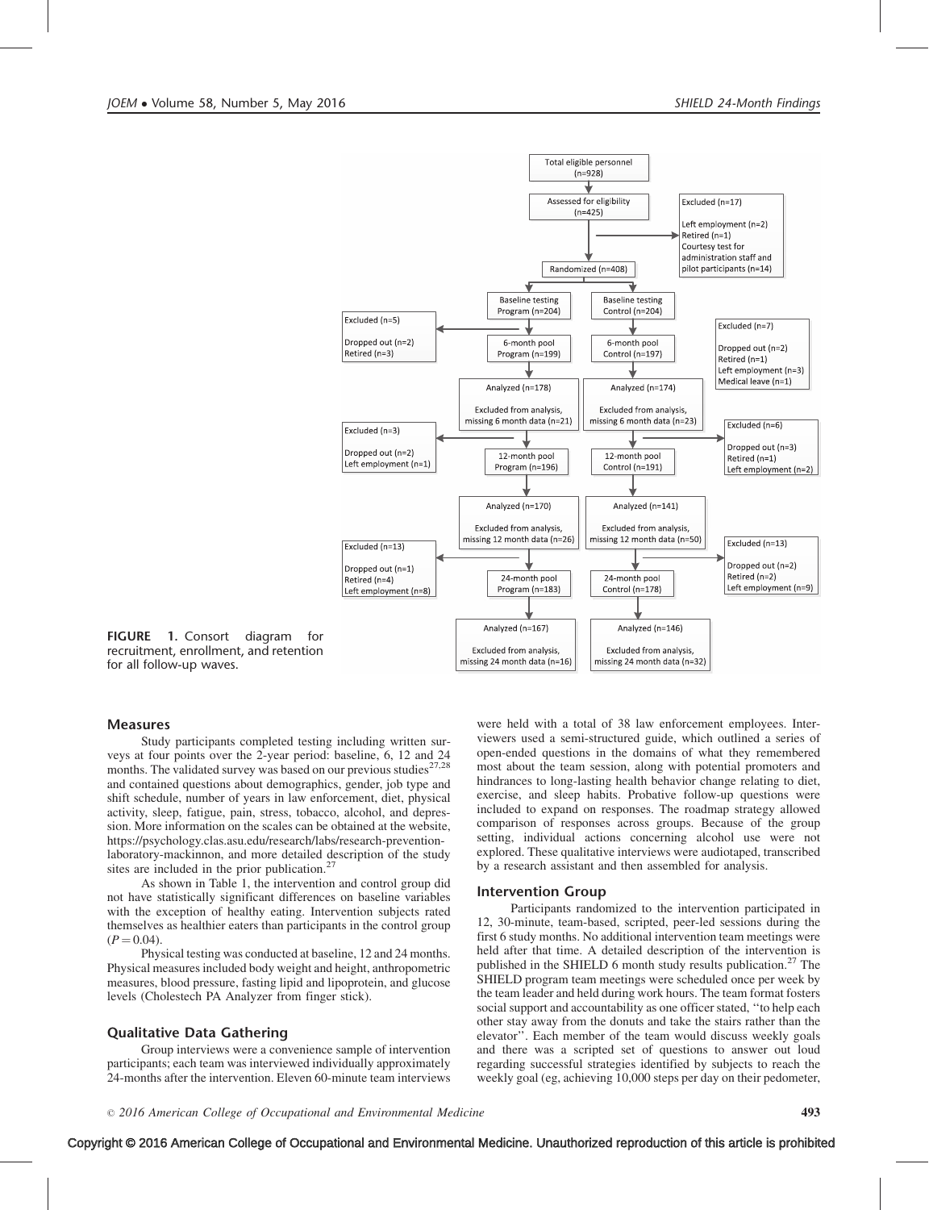FIGURE 1. Consort diagram for recruitment, enrollment, and retention for all follow-up waves.

### Measures

Study participants completed testing including written surveys at four points over the 2-year period: baseline, 6, 12 and 24 months. The validated survey was based on our previous studies[27,28] and contained questions about demographics, gender, job type and shift schedule, number of years in law enforcement, diet, physical activity, sleep, fatigue, pain, stress, tobacco, alcohol, and depression. More information on the scales can be obtained at the website, https://psychology.clas.asu.edu/research/labs/research-prevention-laboratory-mackinnon, and more detailed description of the study sites are included in the prior publication.[27]

As shown in Table 1, the intervention and control group did not have statistically significant differences on baseline variables with the exception of healthy eating. Intervention subjects rated themselves as healthier eaters than participants in the control group ($P = 0.04$).

Physical testing was conducted at baseline, 12 and 24 months. Physical measures included body weight and height, anthropometric measures, blood pressure, fasting lipid and lipoprotein, and glucose levels (Cholestech PA Analyzer from finger stick).

### Qualitative Data Gathering

Group interviews were a convenience sample of intervention participants; each team was interviewed individually approximately 24-months after the intervention. Eleven 60-minute team interviews were held with a total of 38 law enforcement employees. Interviewers used a semi-structured guide, which outlined a series of open-ended questions in the domains of what they remembered most about the team session, along with potential promoters and hindrances to long-lasting health behavior change relating to diet, exercise, and sleep habits. Probative follow-up questions were included to expand on responses. The roadmap strategy allowed comparison of responses across groups. Because of the group setting, individual actions concerning alcohol use were not explored. These qualitative interviews were audiotaped, transcribed by a research assistant and then assembled for analysis.

### Intervention Group

Participants randomized to the intervention participated in 12, 30-minute, team-based, scripted, peer-led sessions during the first 6 study months. No additional intervention team meetings were held after that time. A detailed description of the intervention is published in the SHIELD 6 month study results publication.[27] The SHIELD program team meetings were scheduled once per week by the team leader and held during work hours. The team format fosters social support and accountability as one officer stated, "to help each other stay away from the donuts and take the stairs rather than the elevator". Each member of the team would discuss weekly goals and there was a scripted set of questions to answer out loud regarding successful strategies identified by subjects to reach the weekly goal (eg, achieving 10,000 steps per day on their pedometer,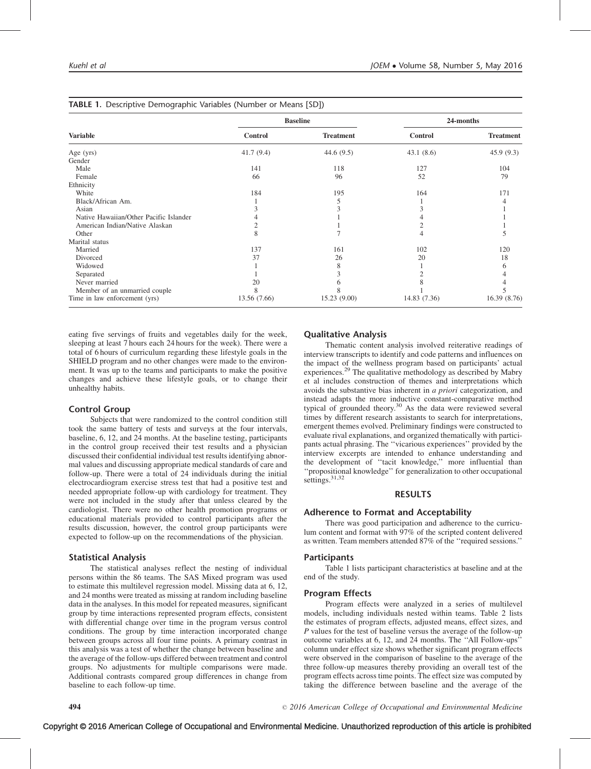**TABLE 1.** Descriptive Demographic Variables (Number or Means [SD])

| Variable | Baseline | | 24-months | |
|---|---|---|---|---|
| | Control | Treatment | Control | Treatment |
| Age (yrs) | 41.7 (9.4) | 44.6 (9.5) | 43.1 (8.6) | 45.9 (9.3) |
| Gender | | | | |
| Male | 141 | 118 | 127 | 104 |
| Female | 66 | 96 | 52 | 79 |
| Ethnicity | | | | |
| White | 184 | 195 | 164 | 171 |
| Black/African Am. | 1 | 5 | 1 | 4 |
| Asian | 3 | 3 | 3 | 1 |
| Native Hawaiian/Other Pacific Islander | 4 | 1 | 4 | 1 |
| American Indian/Native Alaskan | 2 | 1 | 2 | 1 |
| Other | 8 | 7 | 4 | 5 |
| Marital status | | | | |
| Married | 137 | 161 | 102 | 120 |
| Divorced | 37 | 26 | 20 | 18 |
| Widowed | 1 | 8 | 1 | 6 |
| Separated | 1 | 3 | 2 | 4 |
| Never married | 20 | 6 | 8 | 4 |
| Member of an unmarried couple | 8 | 8 | 1 | 5 |
| Time in law enforcement (yrs) | 13.56 (7.66) | 15.23 (9.00) | 14.83 (7.36) | 16.39 (8.76) |

eating five servings of fruits and vegetables daily for the week, sleeping at least 7 hours each 24 hours for the week). There were a total of 6 hours of curriculum regarding these lifestyle goals in the SHIELD program and no other changes were made to the environment. It was up to the teams and participants to make the positive changes and achieve these lifestyle goals, or to change their unhealthy habits.

### Control Group

Subjects that were randomized to the control condition still took the same battery of tests and surveys at the four intervals, baseline, 6, 12, and 24 months. At the baseline testing, participants in the control group received their test results and a physician discussed their confidential individual test results identifying abnormal values and discussing appropriate medical standards of care and follow-up. There were a total of 24 individuals during the initial electrocardiogram exercise stress test that had a positive test and needed appropriate follow-up with cardiology for treatment. They were not included in the study after that unless cleared by the cardiologist. There were no other health promotion programs or educational materials provided to control participants after the results discussion, however, the control group participants were expected to follow-up on the recommendations of the physician.

### Statistical Analysis

The statistical analyses reflect the nesting of individual persons within the 86 teams. The SAS Mixed program was used to estimate this multilevel regression model. Missing data at 6, 12, and 24 months were treated as missing at random including baseline data in the analyses. In this model for repeated measures, significant group by time interactions represented program effects, consistent with differential change over time in the program versus control conditions. The group by time interaction incorporated change between groups across all four time points. A primary contrast in this analysis was a test of whether the change between baseline and the average of the follow-ups differed between treatment and control groups. No adjustments for multiple comparisons were made. Additional contrasts compared group differences in change from baseline to each follow-up time.

### Qualitative Analysis

Thematic content analysis involved reiterative readings of interview transcripts to identify and code patterns and influences on the impact of the wellness program based on participants' actual experiences.[29] The qualitative methodology as described by Mabry et al includes construction of themes and interpretations which avoids the substantive bias inherent in *a priori* categorization, and instead adapts the more inductive constant-comparative method typical of grounded theory.[30] As the data were reviewed several times by different research assistants to search for interpretations, emergent themes evolved. Preliminary findings were constructed to evaluate rival explanations, and organized thematically with participants actual phrasing. The ''vicarious experiences'' provided by the interview excerpts are intended to enhance understanding and the development of ''tacit knowledge,'' more influential than ''propositional knowledge'' for generalization to other occupational settings.[31,32]

## RESULTS

### Adherence to Format and Acceptability

There was good participation and adherence to the curriculum content and format with 97% of the scripted content delivered as written. Team members attended 87% of the ''required sessions.''

### Participants

Table 1 lists participant characteristics at baseline and at the end of the study.

### Program Effects

Program effects were analyzed in a series of multilevel models, including individuals nested within teams. Table 2 lists the estimates of program effects, adjusted means, effect sizes, and *P* values for the test of baseline versus the average of the follow-up outcome variables at 6, 12, and 24 months. The ''All Follow-ups'' column under effect size shows whether significant program effects were observed in the comparison of baseline to the average of the three follow-up measures thereby providing an overall test of the program effects across time points. The effect size was computed by taking the difference between baseline and the average of the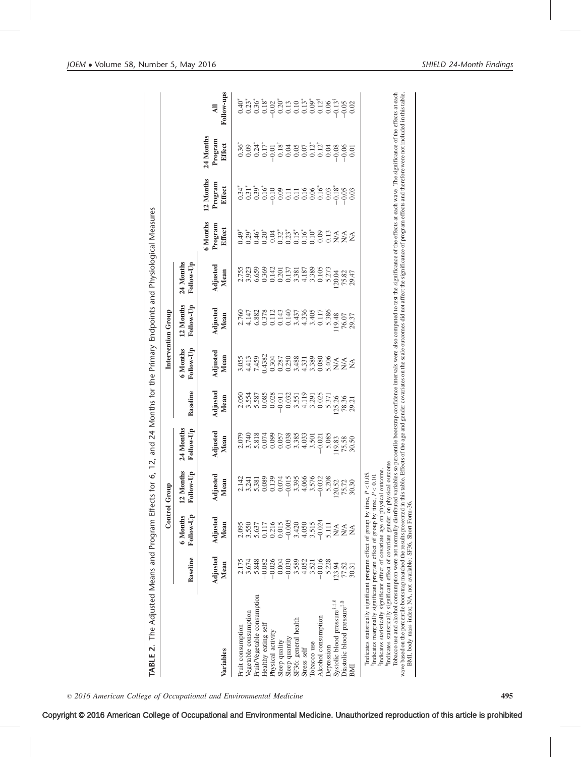**TABLE 2.** The Adjusted Means and Program Effects for 6, 12, and 24 Months for the Primary Endpoints and Physiological Measures

| Variables | Control Group | | | | Intervention Group | | | | | | | |
|---|---|---|---|---|---|---|---|---|---|---|---|---|
| | Baseline | 6 Months Follow-Up | 12 Months Follow-Up | 24 Months Follow-Up | Baseline | 6 Months Follow-Up | 12 Months Follow-Up | 24 Months Follow-Up | 6 Months Program Effect | 12 Months Program Effect | 24 Months Program Effect | All Follow-ups |
| | Adjusted Mean | Adjusted Mean | Adjusted Mean | Adjusted Mean | Adjusted Mean | Adjusted Mean | Adjusted Mean | Adjusted Mean | | | | |
| Fruit consumption | 2.175 | 2.095 | 2.142 | 2.079 | 2.050 | 3.055 | 2.760 | 2.755 | 0.49* | 0.34* | 0.36* | 0.40* |
| Vegetable consumption | 3.674 | 3.550 | 3.241 | 3.740 | 3.554 | 4.413 | 4.147 | 3.923 | 0.29* | 0.31* | 0.09 | 0.23* |
| Fruit/Vegetable consumption | 5.848 | 5.637 | 5.381 | 5.818 | 5.587 | 7.459 | 6.882 | 6.659 | 0.46* | 0.39* | 0.24* | 0.36* |
| Healthy eating self | −0.082 | 0.117 | 0.089 | 0.074 | 0.085 | 0.4382 | 0.378 | 0.369 | 0.20* | 0.16* | 0.17* | 0.18* |
| Physical activity | −0.026 | 0.216 | 0.139 | 0.099 | 0.028 | 0.304 | 0.112 | 0.142 | 0.04 | −0.10 | −0.01 | −0.02 |
| Sleep quality | 0.004 | 0.015 | 0.074 | 0.057 | −0.011 | 0.287 | 0.143 | 0.201 | 0.32* | 0.09 | 0.18† | 0.20* |
| Sleep quantity | −0.030 | −0.005 | −0.015 | 0.038 | 0.032 | 0.250 | 0.140 | 0.137 | 0.23* | 0.11 | 0.04 | 0.13 |
| SF36: general health | 3.589 | 3.420 | 3.395 | 3.385 | 3.551 | 3.488 | 3.437 | 3.381 | 0.15* | 0.11 | 0.05 | 0.10 |
| Stress self | 4.052 | 4.050 | 4.066 | 4.033 | 4.119 | 4.331 | 4.336 | 4.187 | 0.16* | 0.16 | 0.07 | 0.13* |
| Tobacco use | 3.521 | 3.515 | 3.576 | 3.501 | 3.291 | 3.389 | 3.405 | 3.389 | 0.10* | 0.06 | 0.12* | 0.09* |
| Alcohol consumption | −0.016 | −0.024 | −0.032 | −0.021 | 0.025 | 0.080 | 0.117 | 0.105 | 0.09 | 0.16* | 0.12† | 0.12† |
| Depression | 5.228 | 5.111 | 5.208 | 5.085 | 5.371 | 5.406 | 5.386 | 5.273 | 0.13 | 0.03 | 0.04 | 0.06 |
| Systolic blood pressure[†,‡,§] | 123.94 | N/A | 120.52 | 119.83 | 125.26 | N/A | 119.48 | 120.04 | N/A | −0.18* | −0.08 | −0.13† |
| Diastolic blood pressure[‡,§] | 77.52 | N/A | 75.72 | 75.58 | 78.36 | N/A | 76.07 | 75.82 | N/A | −0.05 | −0.06 | −0.05 |
| BMI | 30.31 | NA | 30.30 | 30.50 | 29.21 | NA | 29.37 | 29.47 | NA | 0.03 | 0.01 | 0.02 |

*Indicates statistically significant program effect of group by time, $P < 0.05$.
†Indicates marginally significant program effect of group by time, $P < 0.10$.
‡Indicates statistically significant effect of covariate age on physical outcome.
§Indicates statistically significant effect of covariate gender on physical outcome.
Tobacco use and alcohol consumption were not normally distributed variables so percentile bootstrap confidence intervals were also computed to test the significance of the effects at each wave. The significance of the effects at each wave based on the percentile bootstrap matched the results presented in this table. Effects of the age and gender covariates on the scale outcomes did not affect the significance of program effects and therefore were not included in this table.
BMI, body mass index; NA, not available; SF36, Short Form-36.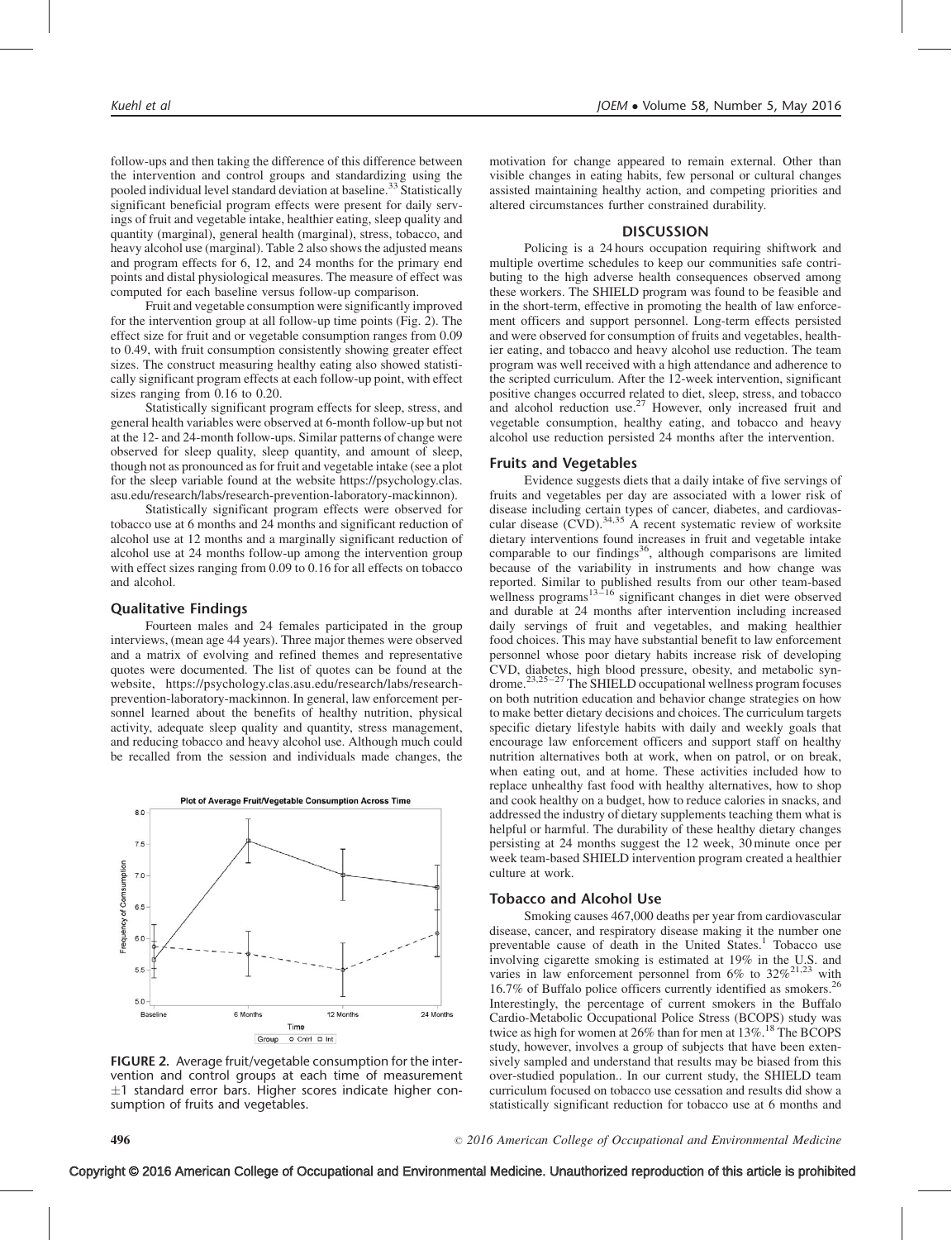follow-ups and then taking the difference of this difference between the intervention and control groups and standardizing using the pooled individual level standard deviation at baseline.[33] Statistically significant beneficial program effects were present for daily servings of fruit and vegetable intake, healthier eating, sleep quality and quantity (marginal), general health (marginal), stress, tobacco, and heavy alcohol use (marginal). Table 2 also shows the adjusted means and program effects for 6, 12, and 24 months for the primary end points and distal physiological measures. The measure of effect was computed for each baseline versus follow-up comparison.

Fruit and vegetable consumption were significantly improved for the intervention group at all follow-up time points (Fig. 2). The effect size for fruit and or vegetable consumption ranges from 0.09 to 0.49, with fruit consumption consistently showing greater effect sizes. The construct measuring healthy eating also showed statistically significant program effects at each follow-up point, with effect sizes ranging from 0.16 to 0.20.

Statistically significant program effects for sleep, stress, and general health variables were observed at 6-month follow-up but not at the 12- and 24-month follow-ups. Similar patterns of change were observed for sleep quality, sleep quantity, and amount of sleep, though not as pronounced as for fruit and vegetable intake (see a plot for the sleep variable found at the website https://psychology.clas.asu.edu/research/labs/research-prevention-laboratory-mackinnon).

Statistically significant program effects were observed for tobacco use at 6 months and 24 months and significant reduction of alcohol use at 12 months and a marginally significant reduction of alcohol use at 24 months follow-up among the intervention group with effect sizes ranging from 0.09 to 0.16 for all effects on tobacco and alcohol.

### Qualitative Findings

Fourteen males and 24 females participated in the group interviews, (mean age 44 years). Three major themes were observed and a matrix of evolving and refined themes and representative quotes were documented. The list of quotes can be found at the website, https://psychology.clas.asu.edu/research/labs/research-prevention-laboratory-mackinnon. In general, law enforcement personnel learned about the benefits of healthy nutrition, physical activity, adequate sleep quality and quantity, stress management, and reducing tobacco and heavy alcohol use. Although much could be recalled from the session and individuals made changes, the motivation for change appeared to remain external. Other than visible changes in eating habits, few personal or cultural changes assisted maintaining healthy action, and competing priorities and altered circumstances further constrained durability.

FIGURE 2. Average fruit/vegetable consumption for the intervention and control groups at each time of measurement ±1 standard error bars. Higher scores indicate higher consumption of fruits and vegetables.

## DISCUSSION

Policing is a 24 hours occupation requiring shiftwork and multiple overtime schedules to keep our communities safe contributing to the high adverse health consequences observed among these workers. The SHIELD program was found to be feasible and in the short-term, effective in promoting the health of law enforcement officers and support personnel. Long-term effects persisted and were observed for consumption of fruits and vegetables, healthier eating, and tobacco and heavy alcohol use reduction. The team program was well received with a high attendance and adherence to the scripted curriculum. After the 12-week intervention, significant positive changes occurred related to diet, sleep, stress, and tobacco and alcohol reduction use.[27] However, only increased fruit and vegetable consumption, healthy eating, and tobacco and heavy alcohol use reduction persisted 24 months after the intervention.

### Fruits and Vegetables

Evidence suggests diets that a daily intake of five servings of fruits and vegetables per day are associated with a lower risk of disease including certain types of cancer, diabetes, and cardiovascular disease (CVD).[34,35] A recent systematic review of worksite dietary interventions found increases in fruit and vegetable intake comparable to our findings[36], although comparisons are limited because of the variability in instruments and how change was reported. Similar to published results from our other team-based wellness programs[13–16] significant changes in diet were observed and durable at 24 months after intervention including increased daily servings of fruit and vegetables, and making healthier food choices. This may have substantial benefit to law enforcement personnel whose poor dietary habits increase risk of developing CVD, diabetes, high blood pressure, obesity, and metabolic syndrome.[23,25–27] The SHIELD occupational wellness program focuses on both nutrition education and behavior change strategies on how to make better dietary decisions and choices. The curriculum targets specific dietary lifestyle habits with daily and weekly goals that encourage law enforcement officers and support staff on healthy nutrition alternatives both at work, when on patrol, or on break, when eating out, and at home. These activities included how to replace unhealthy fast food with healthy alternatives, how to shop and cook healthy on a budget, how to reduce calories in snacks, and addressed the industry of dietary supplements teaching them what is helpful or harmful. The durability of these healthy dietary changes persisting at 24 months suggest the 12 week, 30 minute once per week team-based SHIELD intervention program created a healthier culture at work.

### Tobacco and Alcohol Use

Smoking causes 467,000 deaths per year from cardiovascular disease, cancer, and respiratory disease making it the number one preventable cause of death in the United States.[1] Tobacco use involving cigarette smoking is estimated at 19% in the U.S. and varies in law enforcement personnel from 6% to 32%[21,23] with 16.7% of Buffalo police officers currently identified as smokers.[26] Interestingly, the percentage of current smokers in the Buffalo Cardio-Metabolic Occupational Police Stress (BCOPS) study was twice as high for women at 26% than for men at 13%.[18] The BCOPS study, however, involves a group of subjects that have been extensively sampled and understand that results may be biased from this over-studied population.. In our current study, the SHIELD team curriculum focused on tobacco use cessation and results did show a statistically significant reduction for tobacco use at 6 months and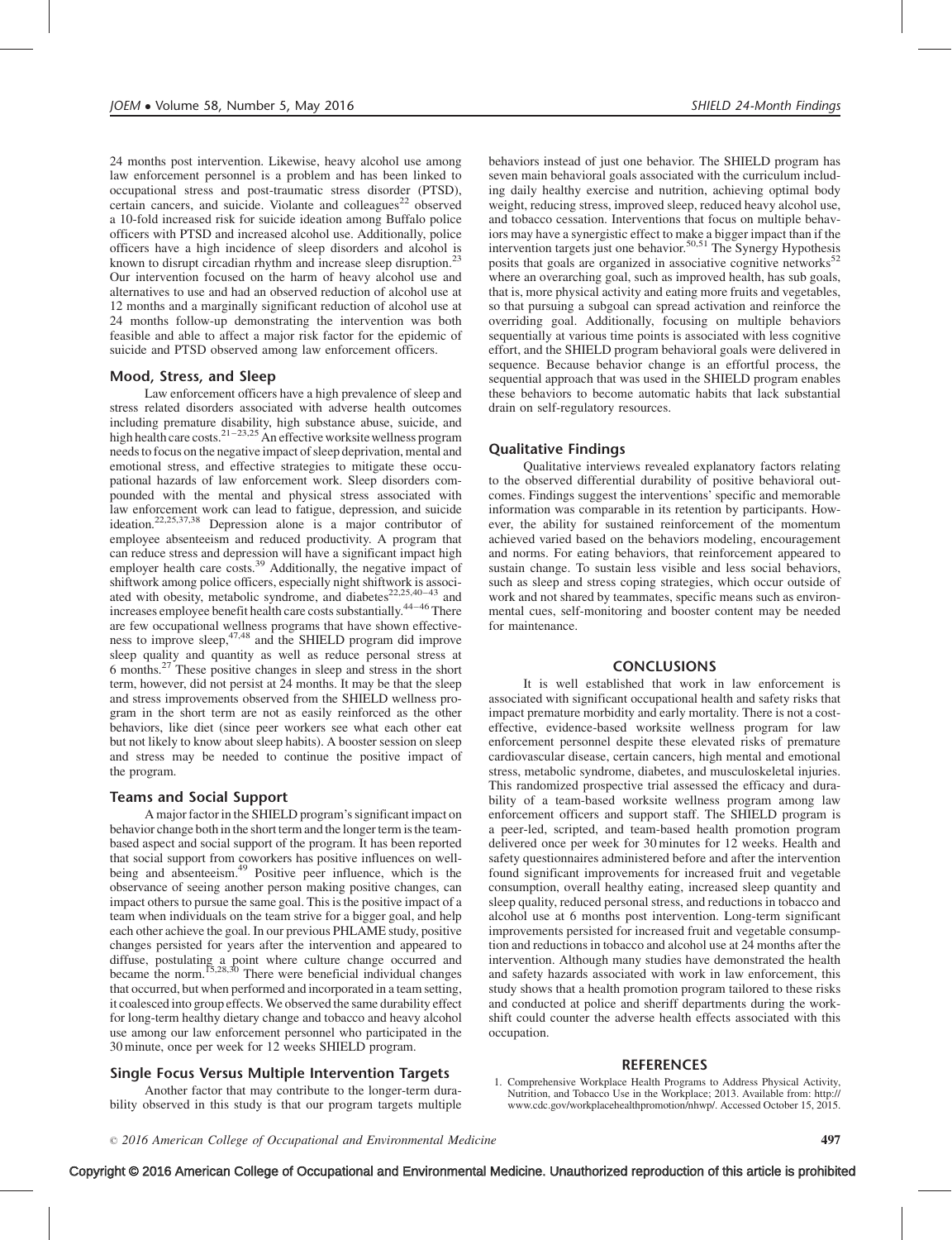24 months post intervention. Likewise, heavy alcohol use among law enforcement personnel is a problem and has been linked to occupational stress and post-traumatic stress disorder (PTSD), certain cancers, and suicide. Violante and colleagues[22] observed a 10-fold increased risk for suicide ideation among Buffalo police officers with PTSD and increased alcohol use. Additionally, police officers have a high incidence of sleep disorders and alcohol is known to disrupt circadian rhythm and increase sleep disruption.[23] Our intervention focused on the harm of heavy alcohol use and alternatives to use and had an observed reduction of alcohol use at 12 months and a marginally significant reduction of alcohol use at 24 months follow-up demonstrating the intervention was both feasible and able to affect a major risk factor for the epidemic of suicide and PTSD observed among law enforcement officers.

### Mood, Stress, and Sleep

Law enforcement officers have a high prevalence of sleep and stress related disorders associated with adverse health outcomes including premature disability, high substance abuse, suicide, and high health care costs.[21–23,25] An effective worksite wellness program needs to focus on the negative impact of sleep deprivation, mental and emotional stress, and effective strategies to mitigate these occupational hazards of law enforcement work. Sleep disorders compounded with the mental and physical stress associated with law enforcement work can lead to fatigue, depression, and suicide ideation.[22,25,37,38] Depression alone is a major contributor of employee absenteeism and reduced productivity. A program that can reduce stress and depression will have a significant impact high employer health care costs.[39] Additionally, the negative impact of shiftwork among police officers, especially night shiftwork is associated with obesity, metabolic syndrome, and diabetes[22,25,40–43] and increases employee benefit health care costs substantially.[44–46] There are few occupational wellness programs that have shown effectiveness to improve sleep,[47,48] and the SHIELD program did improve sleep quality and quantity as well as reduce personal stress at 6 months.[27] These positive changes in sleep and stress in the short term, however, did not persist at 24 months. It may be that the sleep and stress improvements observed from the SHIELD wellness program in the short term are not as easily reinforced as the other behaviors, like diet (since peer workers see what each other eat but not likely to know about sleep habits). A booster session on sleep and stress may be needed to continue the positive impact of the program.

### Teams and Social Support

A major factor in the SHIELD program's significant impact on behavior change both in the short term and the longer term is the team-based aspect and social support of the program. It has been reported that social support from coworkers has positive influences on well-being and absenteeism.[49] Positive peer influence, which is the observance of seeing another person making positive changes, can impact others to pursue the same goal. This is the positive impact of a team when individuals on the team strive for a bigger goal, and help each other achieve the goal. In our previous PHLAME study, positive changes persisted for years after the intervention and appeared to diffuse, postulating a point where culture change occurred and became the norm.[15,28,30] There were beneficial individual changes that occurred, but when performed and incorporated in a team setting, it coalesced into group effect. We observed the same durability effect for long-term healthy dietary change and tobacco and heavy alcohol use among our law enforcement personnel who participated in the 30 minute, once per week for 12 weeks SHIELD program.

### Single Focus Versus Multiple Intervention Targets

Another factor that may contribute to the longer-term durability observed in this study is that our program targets multiple behaviors instead of just one behavior. The SHIELD program has seven main behavioral goals associated with the curriculum including daily healthy exercise and nutrition, achieving optimal body weight, reducing stress, improved sleep, reduced heavy alcohol use, and tobacco cessation. Interventions that focus on multiple behaviors may have a synergistic effect to make a bigger impact than if the intervention targets just one behavior.[50,51] The Synergy Hypothesis posits that goals are organized in associative cognitive networks[52] where an overarching goal, such as improved health, has sub goals, that is, more physical activity and eating more fruits and vegetables, so that pursuing a subgoal can spread activation and reinforce the overriding goal. Additionally, focusing on multiple behaviors sequentially at various time points is associated with less cognitive effort, and the SHIELD program behavioral goals were delivered in sequence. Because behavior change is an effortful process, the sequential approach that was used in the SHIELD program enables these behaviors to become automatic habits that lack substantial drain on self-regulatory resources.

### Qualitative Findings

Qualitative interviews revealed explanatory factors relating to the observed differential durability of positive behavioral outcomes. Findings suggest the interventions' specific and memorable information was comparable in its retention by participants. However, the ability for sustained reinforcement of the momentum achieved varied based on the behaviors modeling, encouragement and norms. For eating behaviors, that reinforcement appeared to sustain change. To sustain less visible and less social behaviors, such as sleep and stress coping strategies, which occur outside of work and not shared by teammates, specific means such as environmental cues, self-monitoring and booster content may be needed for maintenance.

## CONCLUSIONS

It is well established that work in law enforcement is associated with significant occupational health and safety risks that impact premature morbidity and early mortality. There is not a cost-effective, evidence-based worksite wellness program for law enforcement personnel despite these elevated risks of premature cardiovascular disease, certain cancers, high mental and emotional stress, metabolic syndrome, diabetes, and musculoskeletal injuries. This randomized prospective trial assessed the efficacy and durability of a team-based worksite wellness program among law enforcement officers and support staff. The SHIELD program is a peer-led, scripted, and team-based health promotion program delivered once per week for 30 minutes for 12 weeks. Health and safety questionnaires administered before and after the intervention found significant improvements for increased fruit and vegetable consumption, overall healthy eating, increased sleep quantity and sleep quality, reduced personal stress, and reductions in tobacco and alcohol use at 6 months post intervention. Long-term significant improvements persisted for increased fruit and vegetable consumption and reductions in tobacco and alcohol use at 24 months after the intervention. Although many studies have demonstrated the health and safety hazards associated with work in law enforcement, this study shows that a health promotion program tailored to these risks and conducted at police and sheriff departments during the work-shift could counter the adverse health effects associated with this occupation.

## REFERENCES

1. Comprehensive Workplace Health Programs to Address Physical Activity, Nutrition, and Tobacco Use in the Workplace; 2013. Available from: http://www.cdc.gov/workplacehealthpromotion/nhwp/. Accessed October 15, 2015.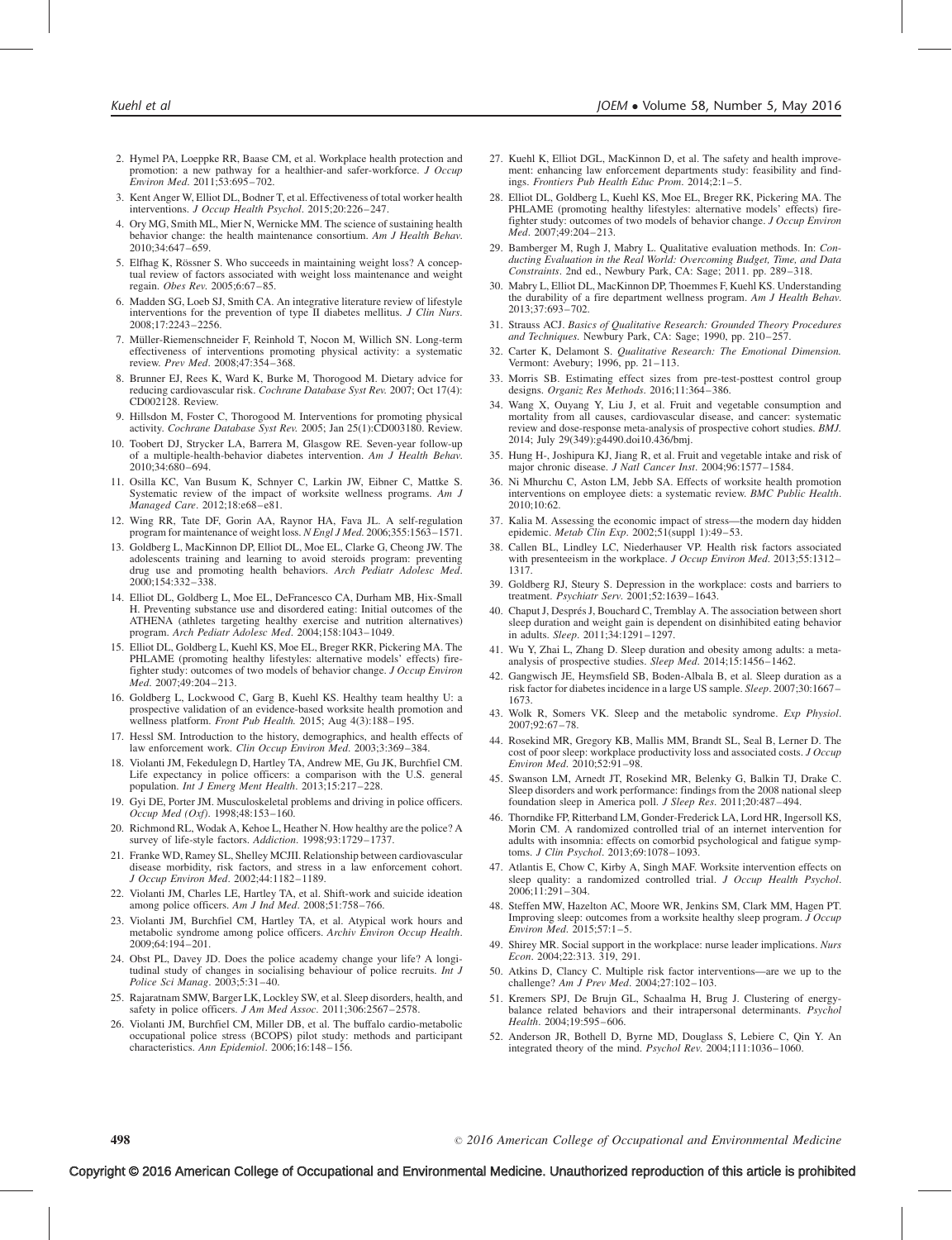2. Hymel PA, Loeppke RR, Baase CM, et al. Workplace health protection and promotion: a new pathway for a healthier-and safer-workforce. *J Occup Environ Med*. 2011;53:695–702.
3. Kent Anger W, Elliot DL, Bodner T, et al. Effectiveness of total worker health interventions. *J Occup Health Psychol*. 2015;20:226–247.
4. Ory MG, Smith ML, Mier N, Wernicke MM. The science of sustaining health behavior change: the health maintenance consortium. *Am J Health Behav*. 2010;34:647–659.
5. Elfhag K, Rössner S. Who succeeds in maintaining weight loss? A conceptual review of factors associated with weight loss maintenance and weight regain. *Obes Rev*. 2005;6:67–85.
6. Madden SG, Loeb SJ, Smith CA. An integrative literature review of lifestyle interventions for the prevention of type II diabetes mellitus. *J Clin Nurs*. 2008;17:2243–2256.
7. Müller-Riemenschneider F, Reinhold T, Nocon M, Willich SN. Long-term effectiveness of interventions promoting physical activity: a systematic review. *Prev Med*. 2008;47:354–368.
8. Brunner EJ, Rees K, Ward K, Burke M, Thorogood M. Dietary advice for reducing cardiovascular risk. *Cochrane Database Syst Rev*. 2007; Oct 17(4): CD002128. Review.
9. Hillsdon M, Foster C, Thorogood M. Interventions for promoting physical activity. *Cochrane Database Syst Rev*. 2005; Jan 25(1):CD003180. Review.
10. Toobert DJ, Strycker LA, Barrera M, Glasgow RE. Seven-year follow-up of a multiple-health-behavior diabetes intervention. *Am J Health Behav*. 2010;34:680–694.
11. Osilla KC, Van Busum K, Schnyer C, Larkin JW, Eibner C, Mattke S. Systematic review of the impact of worksite wellness programs. *Am J Managed Care*. 2012;18:e68–e81.
12. Wing RR, Tate DF, Gorin AA, Raynor HA, Fava JL. A self-regulation program for maintenance of weight loss. *N Engl J Med*. 2006;355:1563–1571.
13. Goldberg L, MacKinnon DP, Elliot DL, Moe EL, Clarke G, Cheong JW. The adolescents training and learning to avoid steroids program: preventing drug use and promoting health behaviors. *Arch Pediatr Adolesc Med*. 2000;154:332–338.
14. Elliot DL, Goldberg L, Moe EL, DeFrancesco CA, Durham MB, Hix-Small H. Preventing substance use and disordered eating: Initial outcomes of the ATHENA (athletes targeting healthy exercise and nutrition alternatives) program. *Arch Pediatr Adolesc Med*. 2004;158:1043–1049.
15. Elliot DL, Goldberg L, Kuehl KS, Moe EL, Breger RKR, Pickering MA. The PHLAME (promoting healthy lifestyles: alternative models' effects) firefighter study: outcomes of two models of behavior change. *J Occup Environ Med*. 2007;49:204–213.
16. Goldberg L, Lockwood C, Garg B, Kuehl KS. Healthy team healthy U: a prospective validation of an evidence-based worksite health promotion and wellness platform. *Front Pub Health.* 2015; Aug 4(3):188–195.
17. Hessl SM. Introduction to the history, demographics, and health effects of law enforcement work. *Clin Occup Environ Med*. 2003;3:369–384.
18. Violanti JM, Fekedulegn D, Hartley TA, Andrew ME, Gu JK, Burchfiel CM. Life expectancy in police officers: a comparison with the U.S. general population. *Int J Emerg Ment Health*. 2013;15:217–228.
19. Gyi DE, Porter JM. Musculoskeletal problems and driving in police officers. *Occup Med (Oxf)*. 1998;48:153–160.
20. Richmond RL, Wodak A, Kehoe L, Heather N. How healthy are the police? A survey of life-style factors. *Addiction*. 1998;93:1729–1737.
21. Franke WD, Ramey SL, Shelley MCJII. Relationship between cardiovascular disease morbidity, risk factors, and stress in a law enforcement cohort. *J Occup Environ Med*. 2002;44:1182–1189.
22. Violanti JM, Charles LE, Hartley TA, et al. Shift-work and suicide ideation among police officers. *Am J Ind Med*. 2008;51:758–766.
23. Violanti JM, Burchfiel CM, Hartley TA, et al. Atypical work hours and metabolic syndrome among police officers. *Archiv Environ Occup Health*. 2009;64:194–201.
24. Obst PL, Davey JD. Does the police academy change your life? A longitudinal study of changes in socialising behaviour of police recruits. *Int J Police Sci Manag*. 2003;5:31–40.
25. Rajaratnam SMW, Barger LK, Lockley SW, et al. Sleep disorders, health, and safety in police officers. *J Am Med Assoc*. 2011;306:2567–2578.
26. Violanti JM, Burchfiel CM, Miller DB, et al. The buffalo cardio-metabolic occupational police stress (BCOPS) pilot study: methods and participant characteristics. *Ann Epidemiol*. 2006;16:148–156.
27. Kuehl K, Elliot DGL, MacKinnon D, et al. The safety and health improvement: enhancing law enforcement departments study: feasibility and findings. *Frontiers Pub Health Educ Prom*. 2014;2:1–5.
28. Elliot DL, Goldberg L, Kuehl KS, Moe EL, Breger RK, Pickering MA. The PHLAME (promoting healthy lifestyles: alternative models' effects) firefighter study: outcomes of two models of behavior change. *J Occup Environ Med*. 2007;49:204–213.
29. Bamberger M, Rugh J, Mabry L. Qualitative evaluation methods. In: *Conducting Evaluation in the Real World: Overcoming Budget, Time, and Data Constraints*. 2nd ed., Newbury Park, CA: Sage; 2011. pp. 289–318.
30. Mabry L, Elliot DL, MacKinnon DP, Thoemmes F, Kuehl KS. Understanding the durability of a fire department wellness program. *Am J Health Behav*. 2013;37:693–702.
31. Strauss ACJ. *Basics of Qualitative Research: Grounded Theory Procedures and Techniques.* Newbury Park, CA: Sage; 1990, pp. 210–257.
32. Carter K, Delamont S. *Qualitative Research: The Emotional Dimension.* Vermont: Avebury; 1996, pp. 21–113.
33. Morris SB. Estimating effect sizes from pre-test-posttest control group designs. *Organiz Res Methods*. 2016;11:364–386.
34. Wang X, Ouyang Y, Liu J, et al. Fruit and vegetable consumption and mortality from all causes, cardiovascular disease, and cancer: systematic review and dose-response meta-analysis of prospective cohort studies. *BMJ*. 2014; July 29(349):g4490.doi10.436/bmj.
35. Hung H-, Joshipura KJ, Jiang R, et al. Fruit and vegetable intake and risk of major chronic disease. *J Natl Cancer Inst*. 2004;96:1577–1584.
36. Ni Mhurchu C, Aston LM, Jebb SA. Effects of worksite health promotion interventions on employee diets: a systematic review. *BMC Public Health*. 2010;10:62.
37. Kalia M. Assessing the economic impact of stress—the modern day hidden epidemic. *Metab Clin Exp*. 2002;51(suppl 1):49–53.
38. Callen BL, Lindley LC, Niederhauser VP. Health risk factors associated with presenteeism in the workplace. *J Occup Environ Med*. 2013;55:1312–1317.
39. Goldberg RJ, Steury S. Depression in the workplace: costs and barriers to treatment. *Psychiatr Serv*. 2001;52:1639–1643.
40. Chaput J, Després J, Bouchard C, Tremblay A. The association between short sleep duration and weight gain is dependent on disinhibited eating behavior in adults. *Sleep*. 2011;34:1291–1297.
41. Wu Y, Zhai L, Zhang D. Sleep duration and obesity among adults: a meta-analysis of prospective studies. *Sleep Med*. 2014;15:1456–1462.
42. Gangwisch JE, Heymsfield SB, Boden-Albala B, et al. Sleep duration as a risk factor for diabetes incidence in a large US sample. *Sleep*. 2007;30:1667–1673.
43. Wolk R, Somers VK. Sleep and the metabolic syndrome. *Exp Physiol*. 2007;92:67–78.
44. Rosekind MR, Gregory KB, Mallis MM, Brandt SL, Seal B, Lerner D. The cost of poor sleep: workplace productivity loss and associated costs. *J Occup Environ Med*. 2010;52:91–98.
45. Swanson LM, Arnedt JT, Rosekind MR, Belenky G, Balkin TJ, Drake C. Sleep disorders and work performance: findings from the 2008 national sleep foundation sleep in America poll. *J Sleep Res*. 2011;20:487–494.
46. Thorndike FP, Ritterband LM, Gonder-Frederick LA, Lord HR, Ingersoll KS, Morin CM. A randomized controlled trial of an internet intervention for adults with insomnia: effects on comorbid psychological and fatigue symptoms. *J Clin Psychol*. 2013;69:1078–1093.
47. Atlantis E, Chow C, Kirby A, Singh MAF. Worksite intervention effects on sleep quality: a randomized controlled trial. *J Occup Health Psychol*. 2006;11:291–304.
48. Steffen MW, Hazelton AC, Moore WR, Jenkins SM, Clark MM, Hagen PT. Improving sleep: outcomes from a worksite healthy sleep program. *J Occup Environ Med*. 2015;57:1–5.
49. Shirey MR. Social support in the workplace: nurse leader implications. *Nurs Econ*. 2004;22:313. 319, 291.
50. Atkins D, Clancy C. Multiple risk factor interventions—are we up to the challenge? *Am J Prev Med*. 2004;27:102–103.
51. Kremers SPJ, De Brujn GL, Schaalma H, Brug J. Clustering of energy-balance related behaviors and their intrapersonal determinants. *Psychol Health*. 2004;19:595–606.
52. Anderson JR, Bothell D, Byrne MD, Douglass S, Lebiere C, Qin Y. An integrated theory of the mind. *Psychol Rev*. 2004;111:1036–1060.